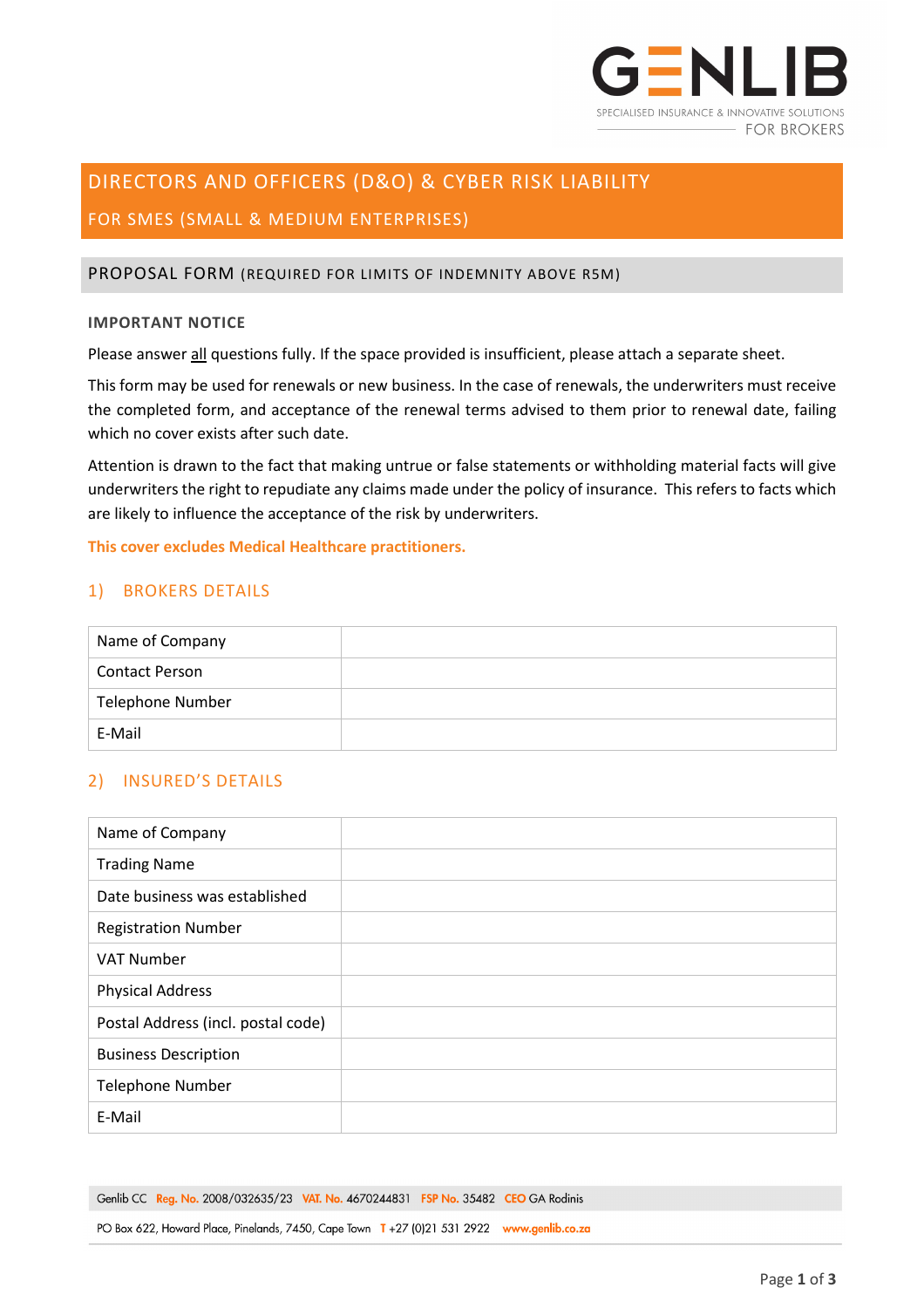# DIRECTORS AND OFFICERS (D&O) & CYBER RISK LIABILITY

## FOR SMES (SMALL & MEDIUM ENTERPRISES)

### PROPOSAL FORM (REQUIRED FOR LIMITS OF INDEMNITY ABOVE R5M)

**IMPORTANT NOTICE**

Please answer <u>all</u> questions fully. If the space provided is insufficient, please attach a separate sheet.

This form may be used for renewals or new business. In the case of renewals, the underwriters must receive the completed form, and acceptance of the renewal terms advised to them prior to renewal date, failing which no cover exists after such date.

Attention is drawn to the fact that making untrue or false statements or withholding material facts will give underwriters the right to repudiate any claims made under the policy of insurance. This refers to facts which are likely to influence the acceptance of the risk by underwriters.

**This cover excludes Medical Healthcare practitioners.**

## 1) BROKERS DETAILS

| | |
|---|---|
| Name of Company | |
| Contact Person | |
| Telephone Number | |
| E-Mail | |

## 2) INSURED'S DETAILS

| | |
|---|---|
| Name of Company | |
| Trading Name | |
| Date business was established | |
| Registration Number | |
| VAT Number | |
| Physical Address | |
| Postal Address (incl. postal code) | |
| Business Description | |
| Telephone Number | |
| E-Mail | |

Genlib CC Reg. No. 2008/032635/23 VAT. No. 4670244831 FSP No. 35482 CEO GA Rodinis

PO Box 622, Howard Place, Pinelands, 7450, Cape Town T +27 (0)21 531 2922 www.genlib.co.za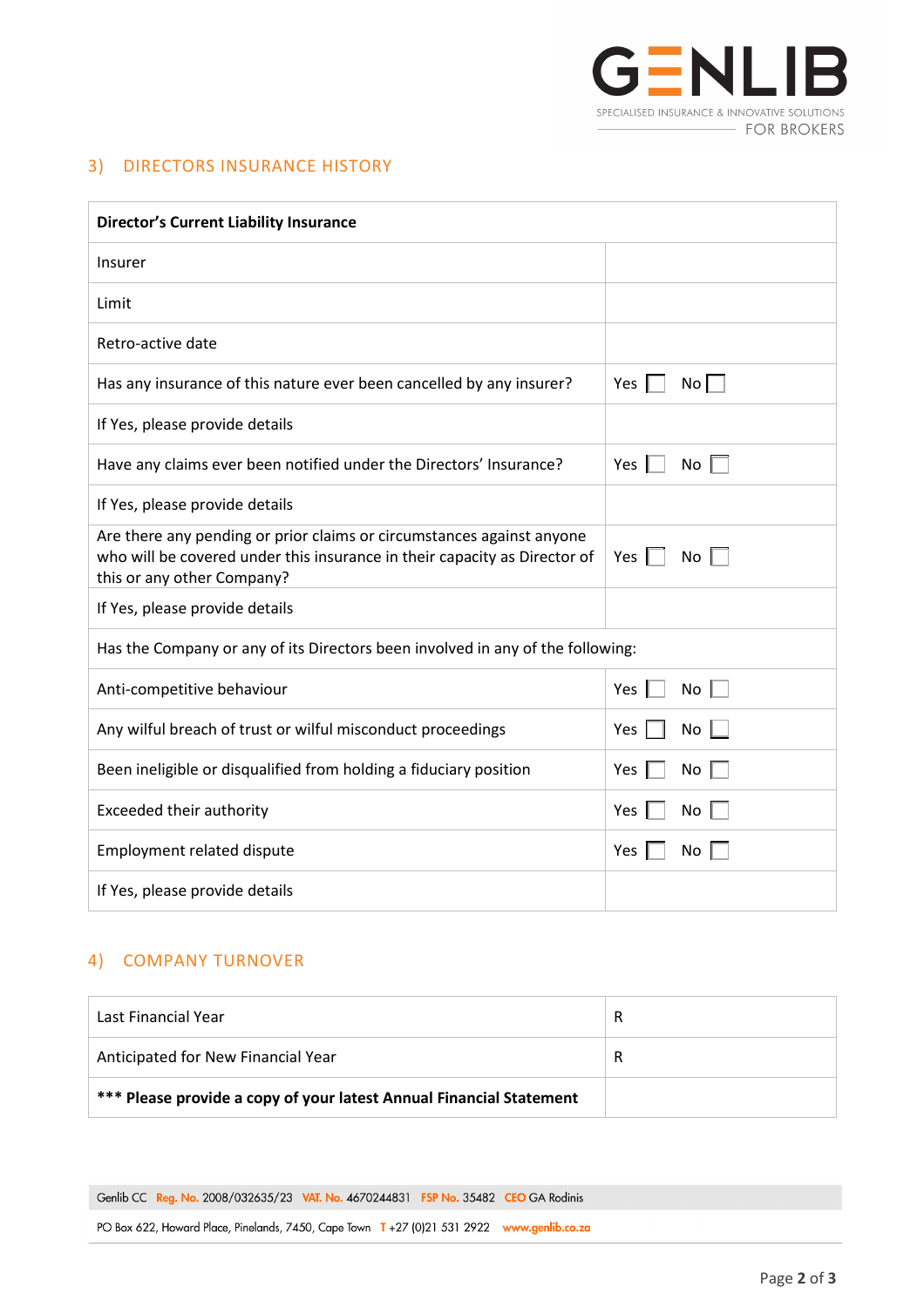## 3) DIRECTORS INSURANCE HISTORY

| **Director's Current Liability Insurance** | |
|---|---|
| Insurer | |
| Limit | |
| Retro-active date | |
| Has any insurance of this nature ever been cancelled by any insurer? | Yes ☐ No ☐ |
| If Yes, please provide details | |
| Have any claims ever been notified under the Directors' Insurance? | Yes ☐ No ☐ |
| If Yes, please provide details | |
| Are there any pending or prior claims or circumstances against anyone who will be covered under this insurance in their capacity as Director of this or any other Company? | Yes ☐ No ☐ |
| If Yes, please provide details | |
| Has the Company or any of its Directors been involved in any of the following: | |
| Anti-competitive behaviour | Yes ☐ No ☐ |
| Any wilful breach of trust or wilful misconduct proceedings | Yes ☐ No ☐ |
| Been ineligible or disqualified from holding a fiduciary position | Yes ☐ No ☐ |
| Exceeded their authority | Yes ☐ No ☐ |
| Employment related dispute | Yes ☐ No ☐ |
| If Yes, please provide details | |

## 4) COMPANY TURNOVER

| Last Financial Year | R |
|---|---|
| Anticipated for New Financial Year | R |
| **\*\*\* Please provide a copy of your latest Annual Financial Statement** | |

Genlib CC Reg. No. 2008/032635/23 VAT. No. 4670244831 FSP No. 35482 CEO GA Rodinis

PO Box 622, Howard Place, Pinelands, 7450, Cape Town T +27 (0)21 531 2922 www.genlib.co.za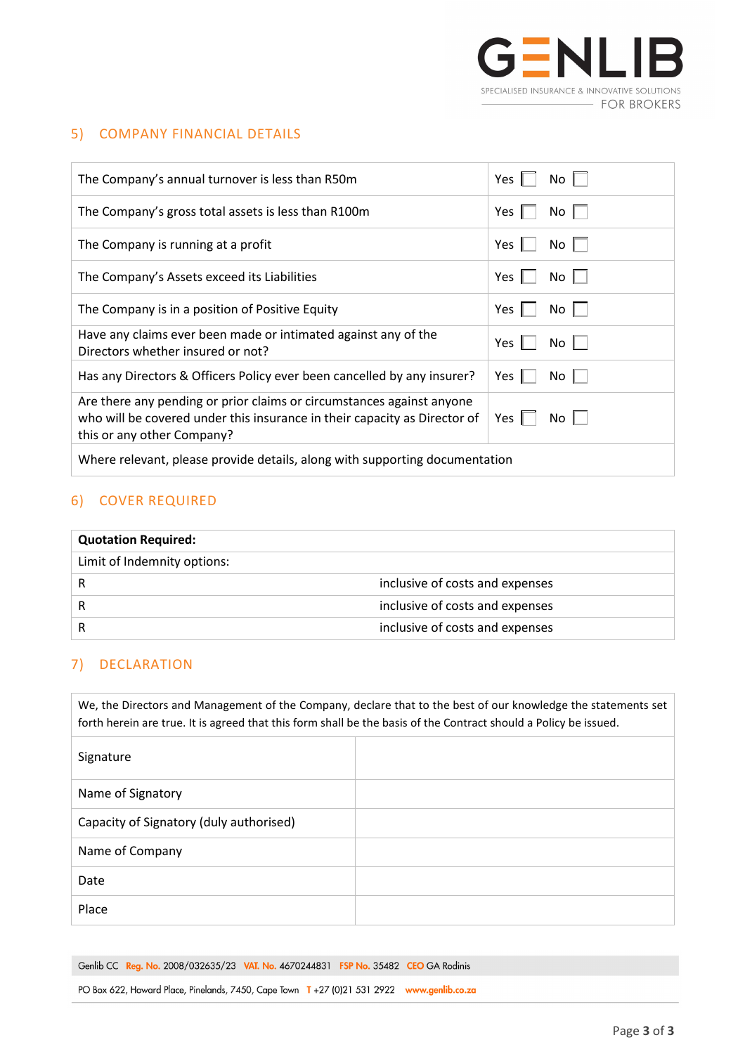## 5) COMPANY FINANCIAL DETAILS

| | |
|---|---|
| The Company's annual turnover is less than R50m | Yes ☐ No ☐ |
| The Company's gross total assets is less than R100m | Yes ☐ No ☐ |
| The Company is running at a profit | Yes ☐ No ☐ |
| The Company's Assets exceed its Liabilities | Yes ☐ No ☐ |
| The Company is in a position of Positive Equity | Yes ☐ No ☐ |
| Have any claims ever been made or intimated against any of the Directors whether insured or not? | Yes ☐ No ☐ |
| Has any Directors & Officers Policy ever been cancelled by any insurer? | Yes ☐ No ☐ |
| Are there any pending or prior claims or circumstances against anyone who will be covered under this insurance in their capacity as Director of this or any other Company? | Yes ☐ No ☐ |
| Where relevant, please provide details, along with supporting documentation | |

## 6) COVER REQUIRED

| | |
|---|---|
| **Quotation Required:** | |
| Limit of Indemnity options: | |
| R | inclusive of costs and expenses |
| R | inclusive of costs and expenses |
| R | inclusive of costs and expenses |

## 7) DECLARATION

We, the Directors and Management of the Company, declare that to the best of our knowledge the statements set forth herein are true. It is agreed that this form shall be the basis of the Contract should a Policy be issued.

| | |
|---|---|
| Signature | |
| Name of Signatory | |
| Capacity of Signatory (duly authorised) | |
| Name of Company | |
| Date | |
| Place | |